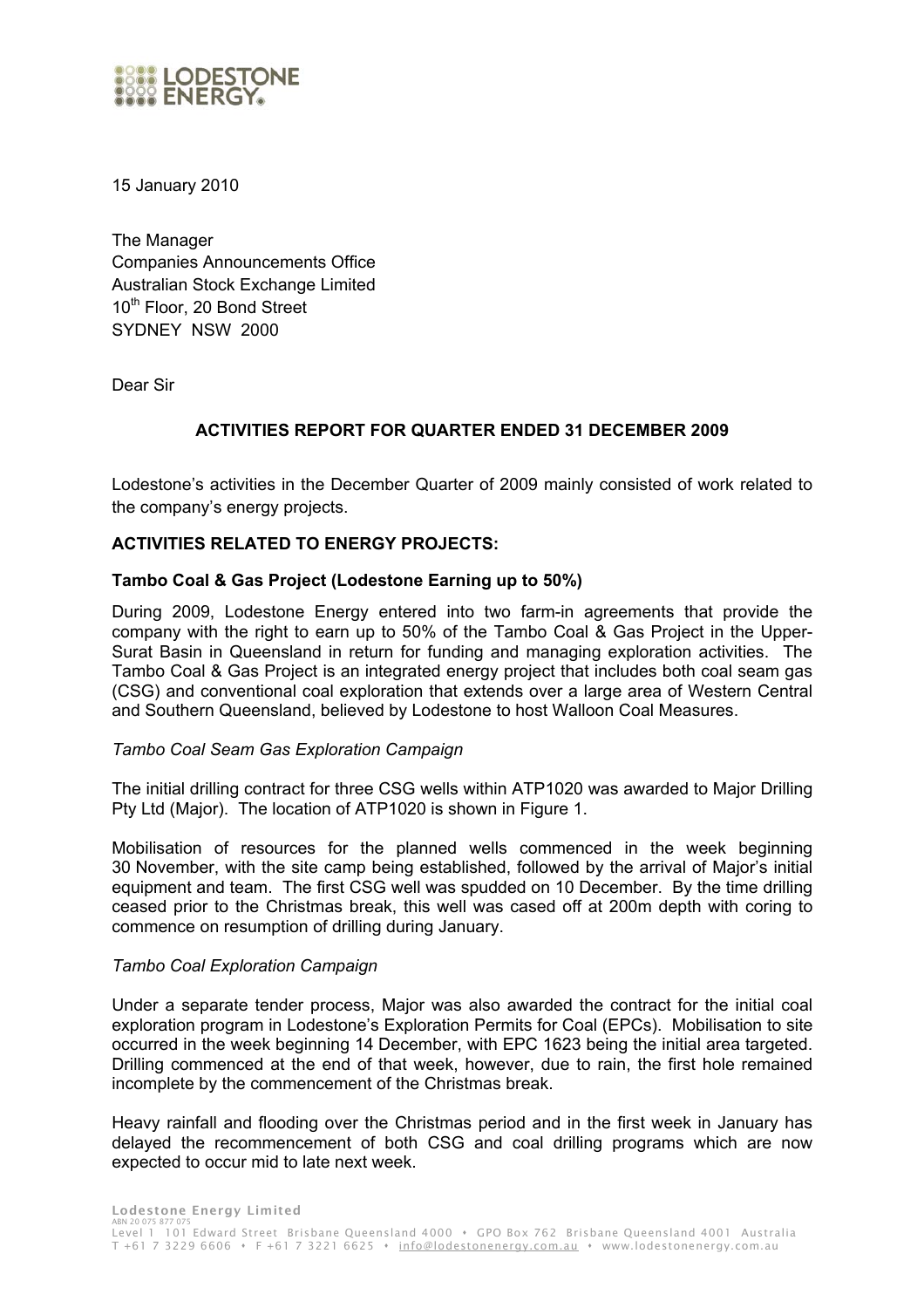15 January 2010

The Manager
Companies Announcements Office
Australian Stock Exchange Limited
10th Floor, 20 Bond Street
SYDNEY NSW 2000

Dear Sir

## ACTIVITIES REPORT FOR QUARTER ENDED 31 DECEMBER 2009

Lodestone's activities in the December Quarter of 2009 mainly consisted of work related to the company's energy projects.

### ACTIVITIES RELATED TO ENERGY PROJECTS:

#### Tambo Coal & Gas Project (Lodestone Earning up to 50%)

During 2009, Lodestone Energy entered into two farm-in agreements that provide the company with the right to earn up to 50% of the Tambo Coal & Gas Project in the Upper-Surat Basin in Queensland in return for funding and managing exploration activities. The Tambo Coal & Gas Project is an integrated energy project that includes both coal seam gas (CSG) and conventional coal exploration that extends over a large area of Western Central and Southern Queensland, believed by Lodestone to host Walloon Coal Measures.

*Tambo Coal Seam Gas Exploration Campaign*

The initial drilling contract for three CSG wells within ATP1020 was awarded to Major Drilling Pty Ltd (Major). The location of ATP1020 is shown in Figure 1.

Mobilisation of resources for the planned wells commenced in the week beginning 30 November, with the site camp being established, followed by the arrival of Major's initial equipment and team. The first CSG well was spudded on 10 December. By the time drilling ceased prior to the Christmas break, this well was cased off at 200m depth with coring to commence on resumption of drilling during January.

*Tambo Coal Exploration Campaign*

Under a separate tender process, Major was also awarded the contract for the initial coal exploration program in Lodestone's Exploration Permits for Coal (EPCs). Mobilisation to site occurred in the week beginning 14 December, with EPC 1623 being the initial area targeted. Drilling commenced at the end of that week, however, due to rain, the first hole remained incomplete by the commencement of the Christmas break.

Heavy rainfall and flooding over the Christmas period and in the first week in January has delayed the recommencement of both CSG and coal drilling programs which are now expected to occur mid to late next week.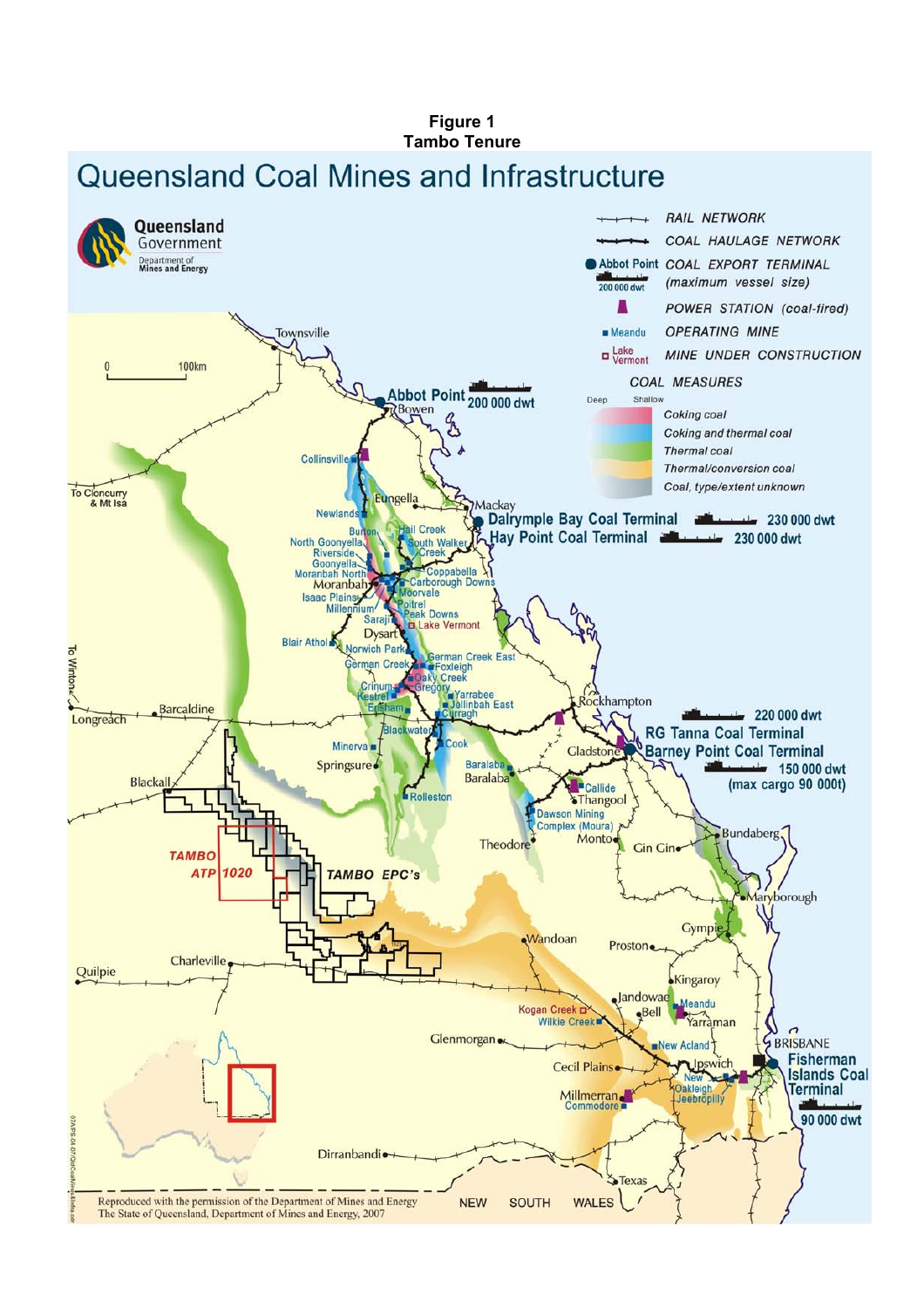**Figure 1**
**Tambo Tenure**

# Queensland Coal Mines and Infrastructure

Queensland Government
Department of Mines and Energy

RAIL NETWORK
COAL HAULAGE NETWORK
Abbot Point COAL EXPORT TERMINAL
200 000 dwt (maximum vessel size)
POWER STATION (coal-fired)
Meandu OPERATING MINE
Lake Vermont MINE UNDER CONSTRUCTION

COAL MEASURES
Deep Shallow
Coking coal
Coking and thermal coal
Thermal coal
Thermal/conversion coal
Coal, type/extent unknown

Townsville
Abbot Point 200 000 dwt
Bowen
Collinsville
To Cloncurry & Mt Isa
Eungella
Mackay
Newlands
Burton
Hail Creek
North Goonyella
South Walker Creek
Riverside
Goonyella
Coppabella
Moranbah North
Carborough Downs
Moranbah
Moorvale
Isaac Plains
Millennium
Poitrel
Peak Downs
Saraji
Lake Vermont
Dysart
Blair Athol
Norwich Park
German Creek East
German Creek
Foxleigh
Oaky Creek
Crinum
Gregory
Kestrel
Yarrabee
Ensham
Jellinbah East
Curragh
Dalrymple Bay Coal Terminal 230 000 dwt
Hay Point Coal Terminal 230 000 dwt
To Winton
Longreach
Barcaldine
Blackwater
Rockhampton
220 000 dwt
RG Tanna Coal Terminal
Barney Point Coal Terminal
150 000 dwt (max cargo 90 000t)
Minerva
Cook
Gladstone
Springsure
Baralaba
Baralaba
Blackall
Callide
Thangool
Rolleston
Dawson Mining Complex (Moura)
Monto
Theodore
Gin Gin
Bundaberg
TAMBO ATP 1020
TAMBO EPC's
Maryborough
Gympie
Wandoan
Proston
Charleville
Quilpie
Kingaroy
Jandowae
Kogan Creek
Meandu
Bell
Wilkie Creek
Yarraman
Glenmorgan
New Acland
BRISBANE
Fisherman Islands Coal Terminal
90 000 dwt
Cecil Plains
Ipswich
New Oakleigh
Jeebropilly
Millmerran
Commodore
Dirranbandi
Texas
NEW SOUTH WALES

0 100km

Reproduced with the permission of the Department of Mines and Energy
The State of Queensland, Department of Mines and Energy, 2007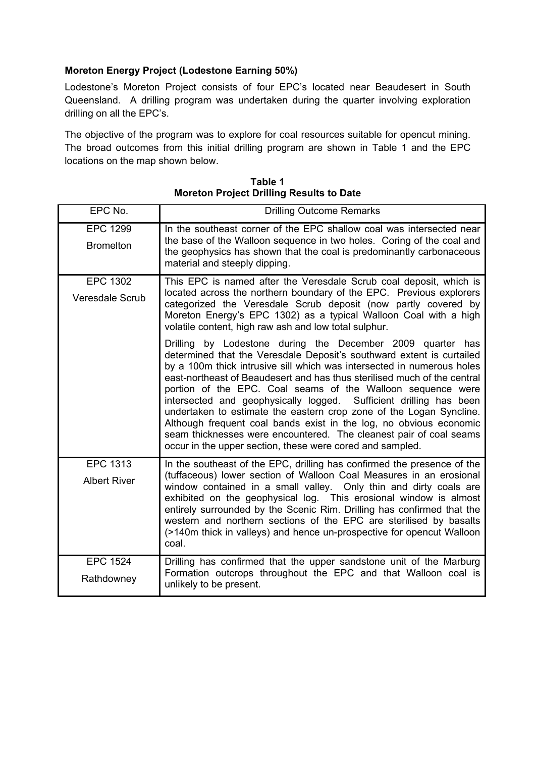**Moreton Energy Project (Lodestone Earning 50%)**

Lodestone's Moreton Project consists of four EPC's located near Beaudesert in South Queensland. A drilling program was undertaken during the quarter involving exploration drilling on all the EPC's.

The objective of the program was to explore for coal resources suitable for opencut mining. The broad outcomes from this initial drilling program are shown in Table 1 and the EPC locations on the map shown below.

**Table 1**
**Moreton Project Drilling Results to Date**

| EPC No. | Drilling Outcome Remarks |
|---|---|
| EPC 1299<br>Bromelton | In the southeast corner of the EPC shallow coal was intersected near the base of the Walloon sequence in two holes. Coring of the coal and the geophysics has shown that the coal is predominantly carbonaceous material and steeply dipping. |
| EPC 1302<br>Veresdale Scrub | This EPC is named after the Veresdale Scrub coal deposit, which is located across the northern boundary of the EPC. Previous explorers categorized the Veresdale Scrub deposit (now partly covered by Moreton Energy's EPC 1302) as a typical Walloon Coal with a high volatile content, high raw ash and low total sulphur.<br><br>Drilling by Lodestone during the December 2009 quarter has determined that the Veresdale Deposit's southward extent is curtailed by a 100m thick intrusive sill which was intersected in numerous holes east-northeast of Beaudesert and has thus sterilised much of the central portion of the EPC. Coal seams of the Walloon sequence were intersected and geophysically logged. Sufficient drilling has been undertaken to estimate the eastern crop zone of the Logan Syncline. Although frequent coal bands exist in the log, no obvious economic seam thicknesses were encountered. The cleanest pair of coal seams occur in the upper section, these were cored and sampled. |
| EPC 1313<br>Albert River | In the southeast of the EPC, drilling has confirmed the presence of the (tuffaceous) lower section of Walloon Coal Measures in an erosional window contained in a small valley. Only thin and dirty coals are exhibited on the geophysical log. This erosional window is almost entirely surrounded by the Scenic Rim. Drilling has confirmed that the western and northern sections of the EPC are sterilised by basalts (>140m thick in valleys) and hence un-prospective for opencut Walloon coal. |
| EPC 1524<br>Rathdowney | Drilling has confirmed that the upper sandstone unit of the Marburg Formation outcrops throughout the EPC and that Walloon coal is unlikely to be present. |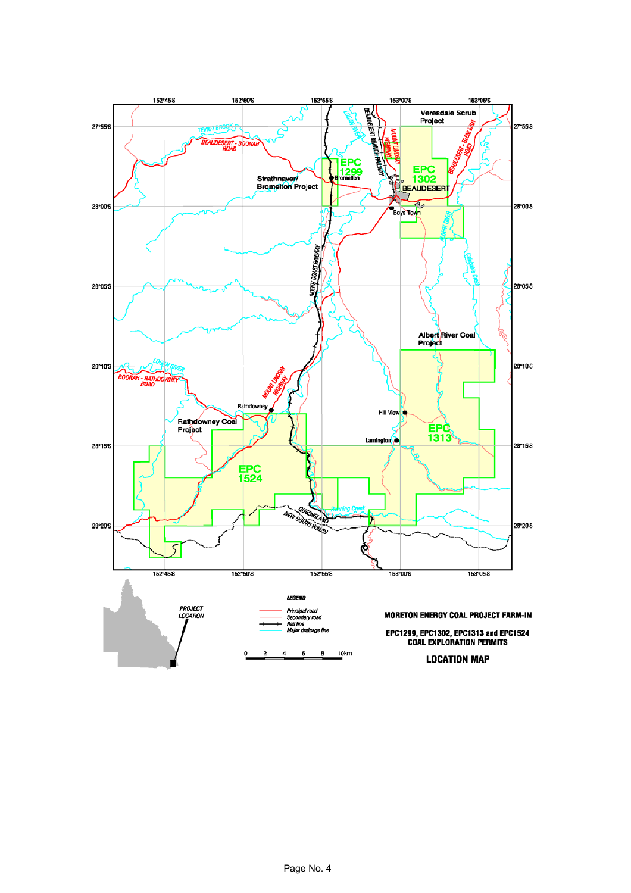**MORETON ENERGY COAL PROJECT FARM-IN**

**EPC1299, EPC1302, EPC1313 and EPC1524 COAL EXPLORATION PERMITS**

**LOCATION MAP**

*LEGEND*

- Principal road
- Secondary road
- Rail line
- Major drainage line

Scale: 0 2 4 6 8 10km

PROJECT LOCATION

Veresdale Scrub Project · Strathnever/ Bromelton Project · Albert River Coal Project · Rathdowney Coal Project

EPC 1299 · EPC 1302 · EPC 1313 · EPC 1524

BEAUDESERT · Bromelton · Boys Town · Rathdowney · Hill View · Lamington

BEAUDESERT - BOONAH ROAD · BOONAH - RATHDOWNEY ROAD · MOUNT LINDSAY HIGHWAY · BEAUDESERT - BEENLEIGH ROAD · BEAUDESERT BRANCH RAILWAY · NORTH COAST RAILWAY

TEVIOT BROOK · LOGAN RIVER · ALBERT RIVER · Canungra Creek · Running Creek

QUEENSLAND / NEW SOUTH WALES

152°45'S · 152°50'S · 152°55'S · 153°00'S · 153°05'S

27°55'S · 28°00'S · 28°05'S · 28°10'S · 28°15'S · 28°20'S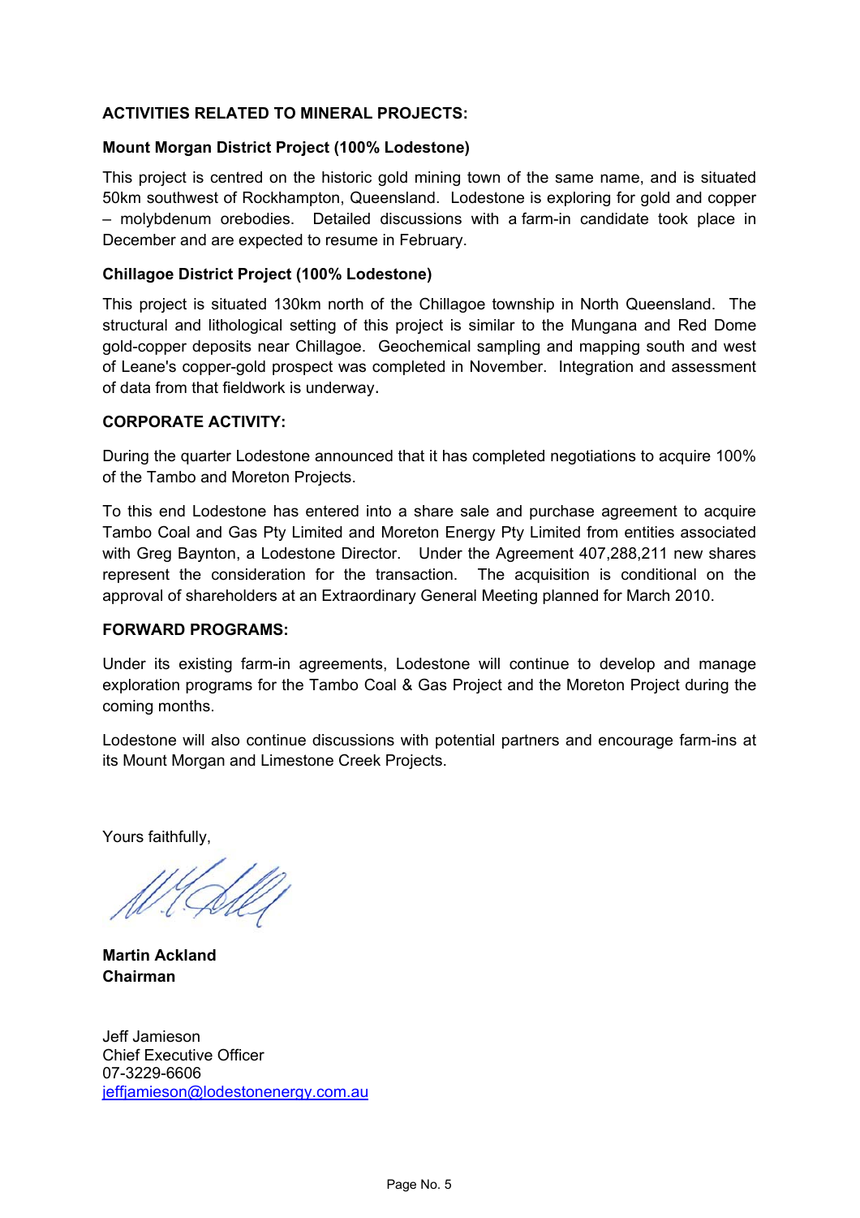**ACTIVITIES RELATED TO MINERAL PROJECTS:**

**Mount Morgan District Project (100% Lodestone)**

This project is centred on the historic gold mining town of the same name, and is situated 50km southwest of Rockhampton, Queensland. Lodestone is exploring for gold and copper – molybdenum orebodies. Detailed discussions with a farm-in candidate took place in December and are expected to resume in February.

**Chillagoe District Project (100% Lodestone)**

This project is situated 130km north of the Chillagoe township in North Queensland. The structural and lithological setting of this project is similar to the Mungana and Red Dome gold-copper deposits near Chillagoe. Geochemical sampling and mapping south and west of Leane's copper-gold prospect was completed in November. Integration and assessment of data from that fieldwork is underway.

**CORPORATE ACTIVITY:**

During the quarter Lodestone announced that it has completed negotiations to acquire 100% of the Tambo and Moreton Projects.

To this end Lodestone has entered into a share sale and purchase agreement to acquire Tambo Coal and Gas Pty Limited and Moreton Energy Pty Limited from entities associated with Greg Baynton, a Lodestone Director. Under the Agreement 407,288,211 new shares represent the consideration for the transaction. The acquisition is conditional on the approval of shareholders at an Extraordinary General Meeting planned for March 2010.

**FORWARD PROGRAMS:**

Under its existing farm-in agreements, Lodestone will continue to develop and manage exploration programs for the Tambo Coal & Gas Project and the Moreton Project during the coming months.

Lodestone will also continue discussions with potential partners and encourage farm-ins at its Mount Morgan and Limestone Creek Projects.

Yours faithfully,

**Martin Ackland**
**Chairman**

Jeff Jamieson
Chief Executive Officer
07-3229-6606
jeffjamieson@lodestonenergy.com.au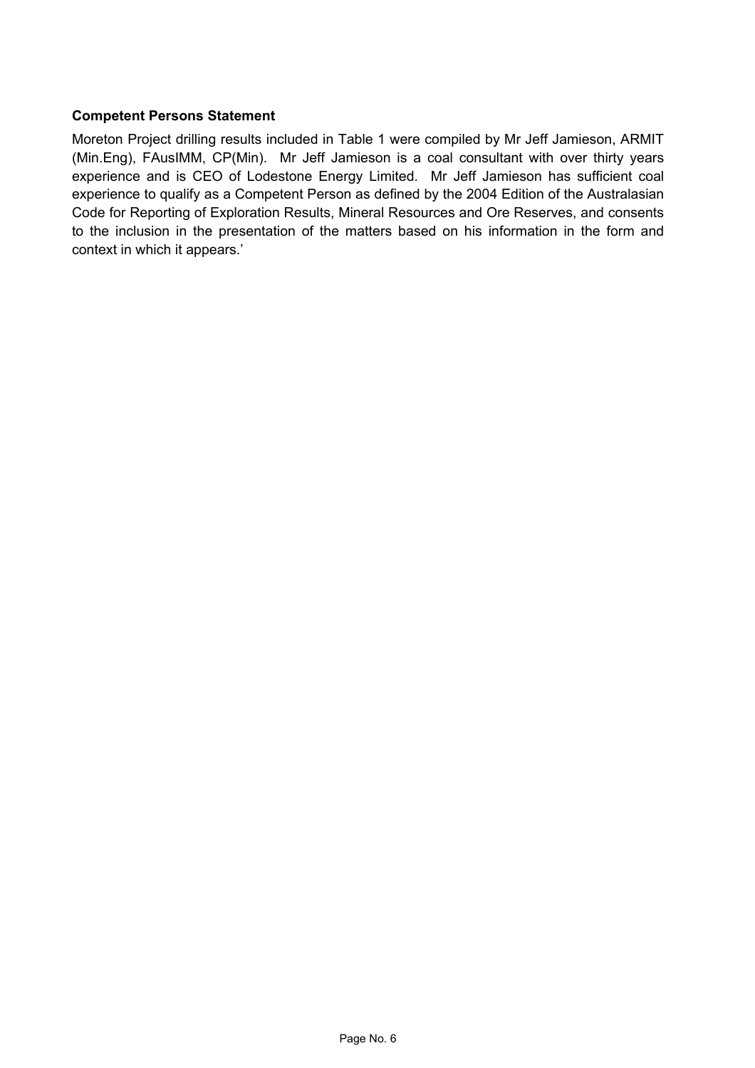**Competent Persons Statement**

Moreton Project drilling results included in Table 1 were compiled by Mr Jeff Jamieson, ARMIT (Min.Eng), FAusIMM, CP(Min). Mr Jeff Jamieson is a coal consultant with over thirty years experience and is CEO of Lodestone Energy Limited. Mr Jeff Jamieson has sufficient coal experience to qualify as a Competent Person as defined by the 2004 Edition of the Australasian Code for Reporting of Exploration Results, Mineral Resources and Ore Reserves, and consents to the inclusion in the presentation of the matters based on his information in the form and context in which it appears.'